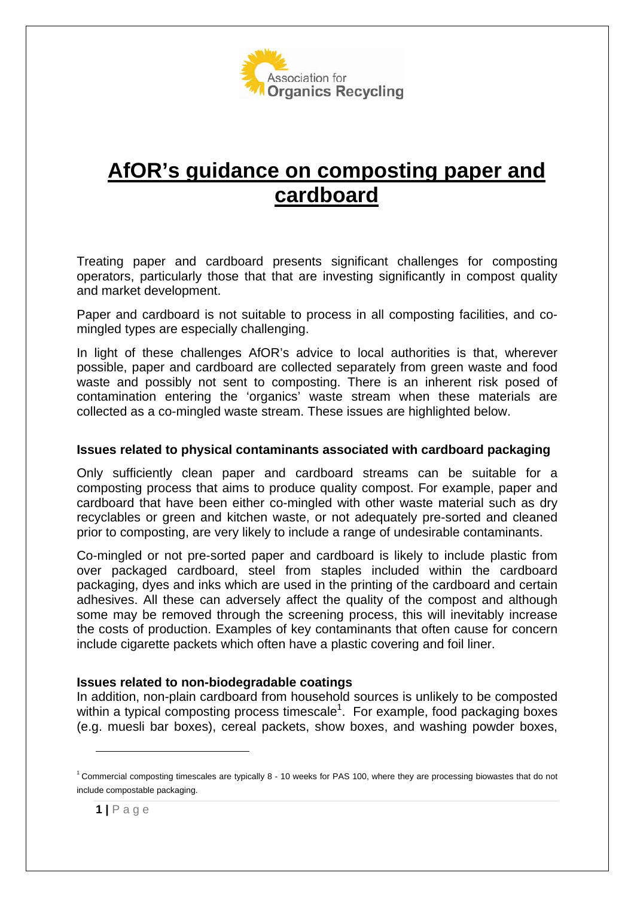# AfOR's guidance on composting paper and cardboard

Treating paper and cardboard presents significant challenges for composting operators, particularly those that that are investing significantly in compost quality and market development.

Paper and cardboard is not suitable to process in all composting facilities, and co-mingled types are especially challenging.

In light of these challenges AfOR's advice to local authorities is that, wherever possible, paper and cardboard are collected separately from green waste and food waste and possibly not sent to composting. There is an inherent risk posed of contamination entering the 'organics' waste stream when these materials are collected as a co-mingled waste stream. These issues are highlighted below.

### Issues related to physical contaminants associated with cardboard packaging

Only sufficiently clean paper and cardboard streams can be suitable for a composting process that aims to produce quality compost. For example, paper and cardboard that have been either co-mingled with other waste material such as dry recyclables or green and kitchen waste, or not adequately pre-sorted and cleaned prior to composting, are very likely to include a range of undesirable contaminants.

Co-mingled or not pre-sorted paper and cardboard is likely to include plastic from over packaged cardboard, steel from staples included within the cardboard packaging, dyes and inks which are used in the printing of the cardboard and certain adhesives. All these can adversely affect the quality of the compost and although some may be removed through the screening process, this will inevitably increase the costs of production. Examples of key contaminants that often cause for concern include cigarette packets which often have a plastic covering and foil liner.

### Issues related to non-biodegradable coatings

In addition, non-plain cardboard from household sources is unlikely to be composted within a typical composting process timescale[1]. For example, food packaging boxes (e.g. muesli bar boxes), cereal packets, show boxes, and washing powder boxes,

[1] Commercial composting timescales are typically 8 - 10 weeks for PAS 100, where they are processing biowastes that do not include compostable packaging.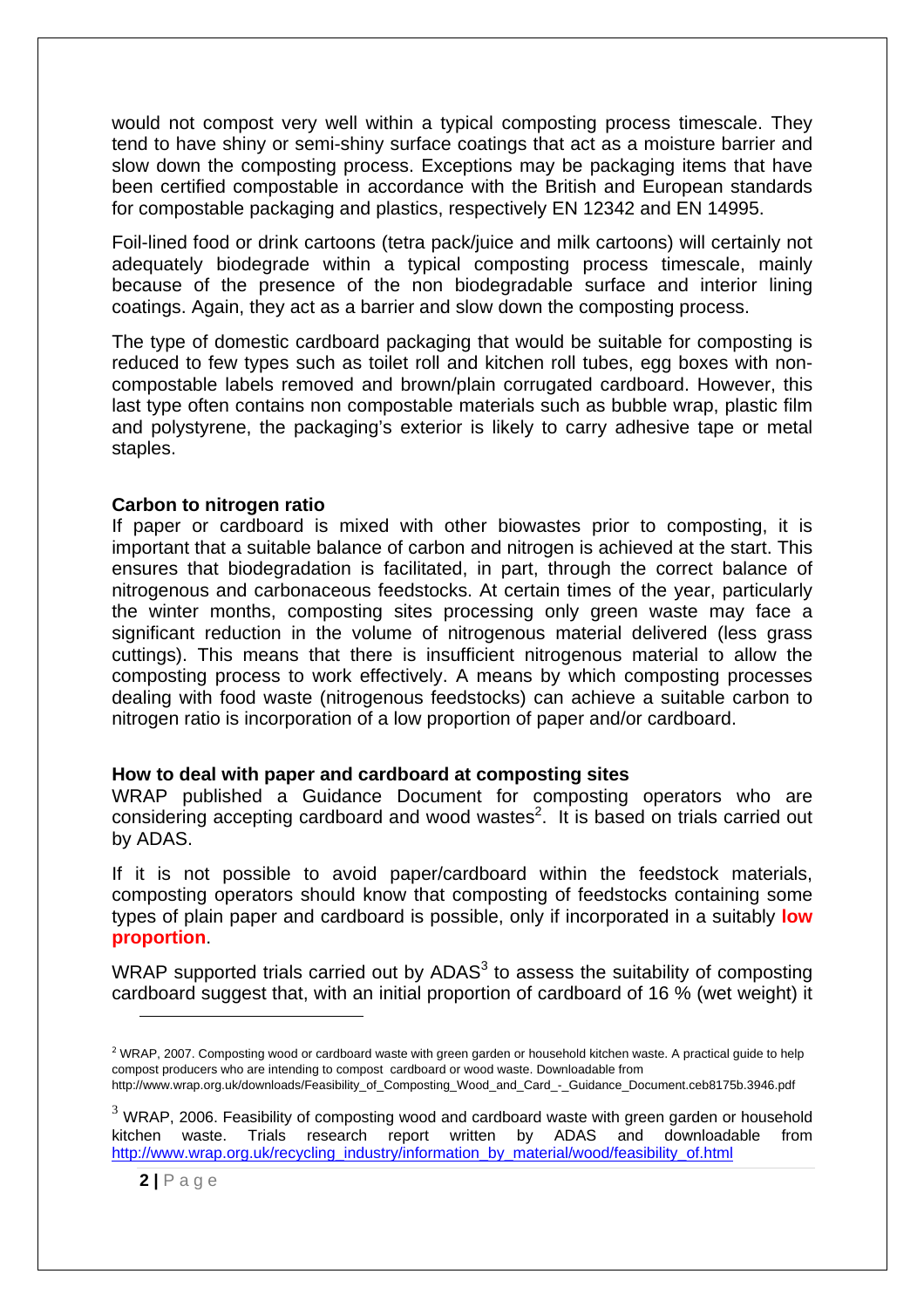would not compost very well within a typical composting process timescale. They tend to have shiny or semi-shiny surface coatings that act as a moisture barrier and slow down the composting process. Exceptions may be packaging items that have been certified compostable in accordance with the British and European standards for compostable packaging and plastics, respectively EN 12342 and EN 14995.

Foil-lined food or drink cartoons (tetra pack/juice and milk cartoons) will certainly not adequately biodegrade within a typical composting process timescale, mainly because of the presence of the non biodegradable surface and interior lining coatings. Again, they act as a barrier and slow down the composting process.

The type of domestic cardboard packaging that would be suitable for composting is reduced to few types such as toilet roll and kitchen roll tubes, egg boxes with non-compostable labels removed and brown/plain corrugated cardboard. However, this last type often contains non compostable materials such as bubble wrap, plastic film and polystyrene, the packaging's exterior is likely to carry adhesive tape or metal staples.

**Carbon to nitrogen ratio**

If paper or cardboard is mixed with other biowastes prior to composting, it is important that a suitable balance of carbon and nitrogen is achieved at the start. This ensures that biodegradation is facilitated, in part, through the correct balance of nitrogenous and carbonaceous feedstocks. At certain times of the year, particularly the winter months, composting sites processing only green waste may face a significant reduction in the volume of nitrogenous material delivered (less grass cuttings). This means that there is insufficient nitrogenous material to allow the composting process to work effectively. A means by which composting processes dealing with food waste (nitrogenous feedstocks) can achieve a suitable carbon to nitrogen ratio is incorporation of a low proportion of paper and/or cardboard.

**How to deal with paper and cardboard at composting sites**

WRAP published a Guidance Document for composting operators who are considering accepting cardboard and wood wastes[2]. It is based on trials carried out by ADAS.

If it is not possible to avoid paper/cardboard within the feedstock materials, composting operators should know that composting of feedstocks containing some types of plain paper and cardboard is possible, only if incorporated in a suitably **low proportion**.

WRAP supported trials carried out by ADAS[3] to assess the suitability of composting cardboard suggest that, with an initial proportion of cardboard of 16 % (wet weight) it

[2] WRAP, 2007. Composting wood or cardboard waste with green garden or household kitchen waste. A practical guide to help compost producers who are intending to compost cardboard or wood waste. Downloadable from http://www.wrap.org.uk/downloads/Feasibility_of_Composting_Wood_and_Card_-_Guidance_Document.ceb8175b.3946.pdf

[3] WRAP, 2006. Feasibility of composting wood and cardboard waste with green garden or household kitchen waste. Trials research report written by ADAS and downloadable from http://www.wrap.org.uk/recycling_industry/information_by_material/wood/feasibility_of.html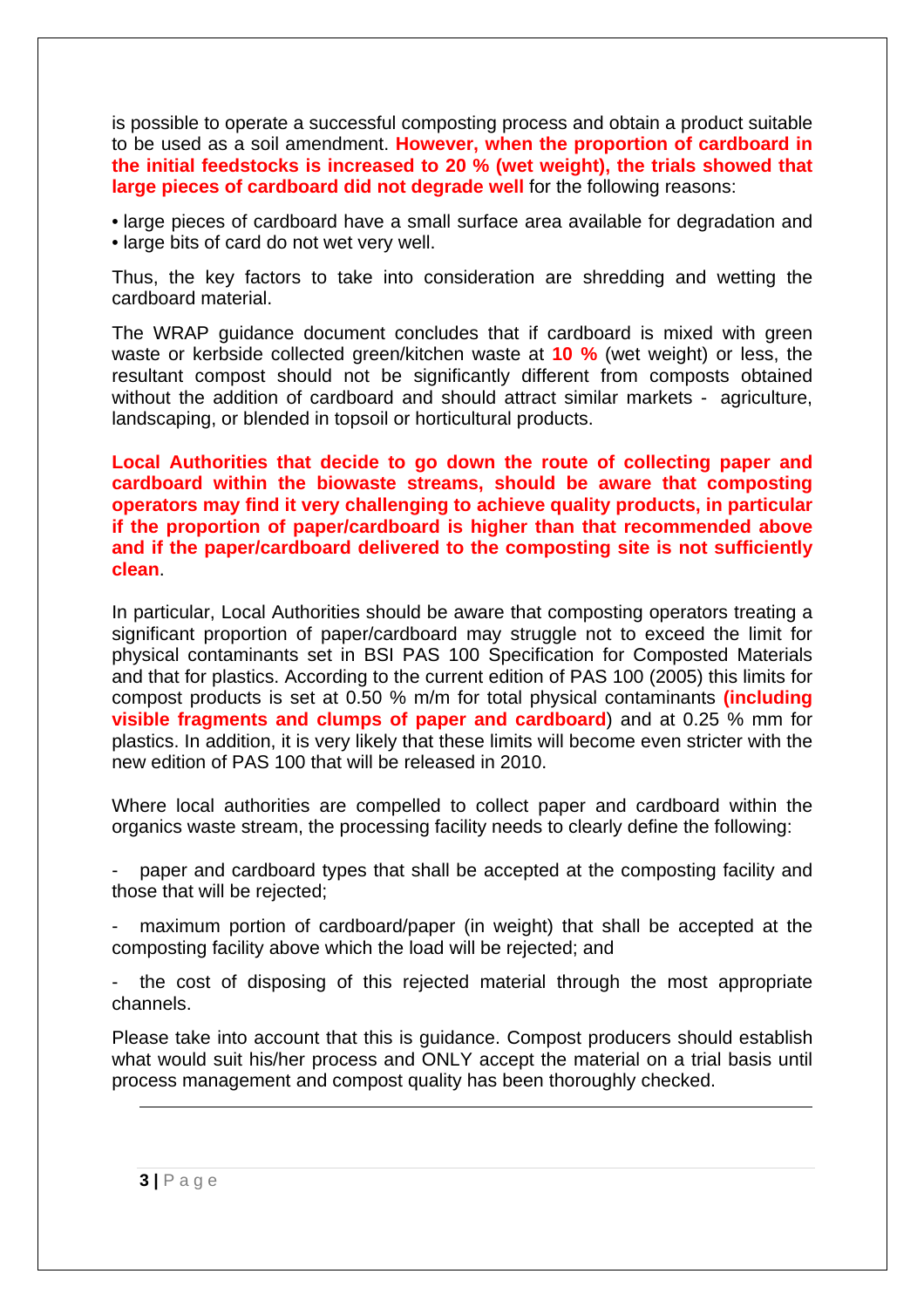is possible to operate a successful composting process and obtain a product suitable to be used as a soil amendment. **However, when the proportion of cardboard in the initial feedstocks is increased to 20 % (wet weight), the trials showed that large pieces of cardboard did not degrade well** for the following reasons:

- large pieces of cardboard have a small surface area available for degradation and
- large bits of card do not wet very well.

Thus, the key factors to take into consideration are shredding and wetting the cardboard material.

The WRAP guidance document concludes that if cardboard is mixed with green waste or kerbside collected green/kitchen waste at **10 %** (wet weight) or less, the resultant compost should not be significantly different from composts obtained without the addition of cardboard and should attract similar markets - agriculture, landscaping, or blended in topsoil or horticultural products.

**Local Authorities that decide to go down the route of collecting paper and cardboard within the biowaste streams, should be aware that composting operators may find it very challenging to achieve quality products, in particular if the proportion of paper/cardboard is higher than that recommended above and if the paper/cardboard delivered to the composting site is not sufficiently clean**.

In particular, Local Authorities should be aware that composting operators treating a significant proportion of paper/cardboard may struggle not to exceed the limit for physical contaminants set in BSI PAS 100 Specification for Composted Materials and that for plastics. According to the current edition of PAS 100 (2005) this limits for compost products is set at 0.50 % m/m for total physical contaminants **(including visible fragments and clumps of paper and cardboard**) and at 0.25 % mm for plastics. In addition, it is very likely that these limits will become even stricter with the new edition of PAS 100 that will be released in 2010.

Where local authorities are compelled to collect paper and cardboard within the organics waste stream, the processing facility needs to clearly define the following:

- paper and cardboard types that shall be accepted at the composting facility and those that will be rejected;
- maximum portion of cardboard/paper (in weight) that shall be accepted at the composting facility above which the load will be rejected; and
- the cost of disposing of this rejected material through the most appropriate channels.

Please take into account that this is guidance. Compost producers should establish what would suit his/her process and ONLY accept the material on a trial basis until process management and compost quality has been thoroughly checked.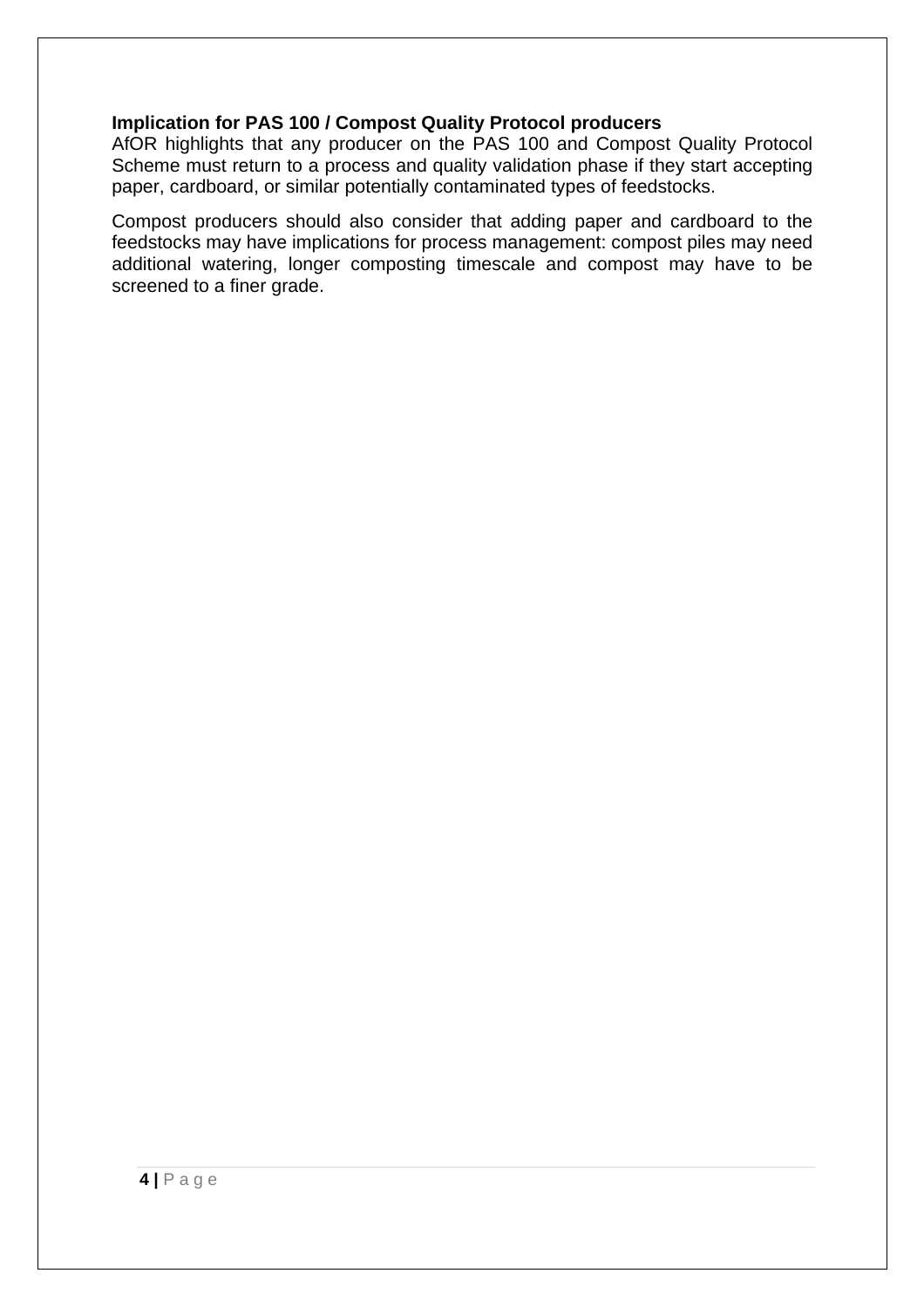**Implication for PAS 100 / Compost Quality Protocol producers**

AfOR highlights that any producer on the PAS 100 and Compost Quality Protocol Scheme must return to a process and quality validation phase if they start accepting paper, cardboard, or similar potentially contaminated types of feedstocks.

Compost producers should also consider that adding paper and cardboard to the feedstocks may have implications for process management: compost piles may need additional watering, longer composting timescale and compost may have to be screened to a finer grade.